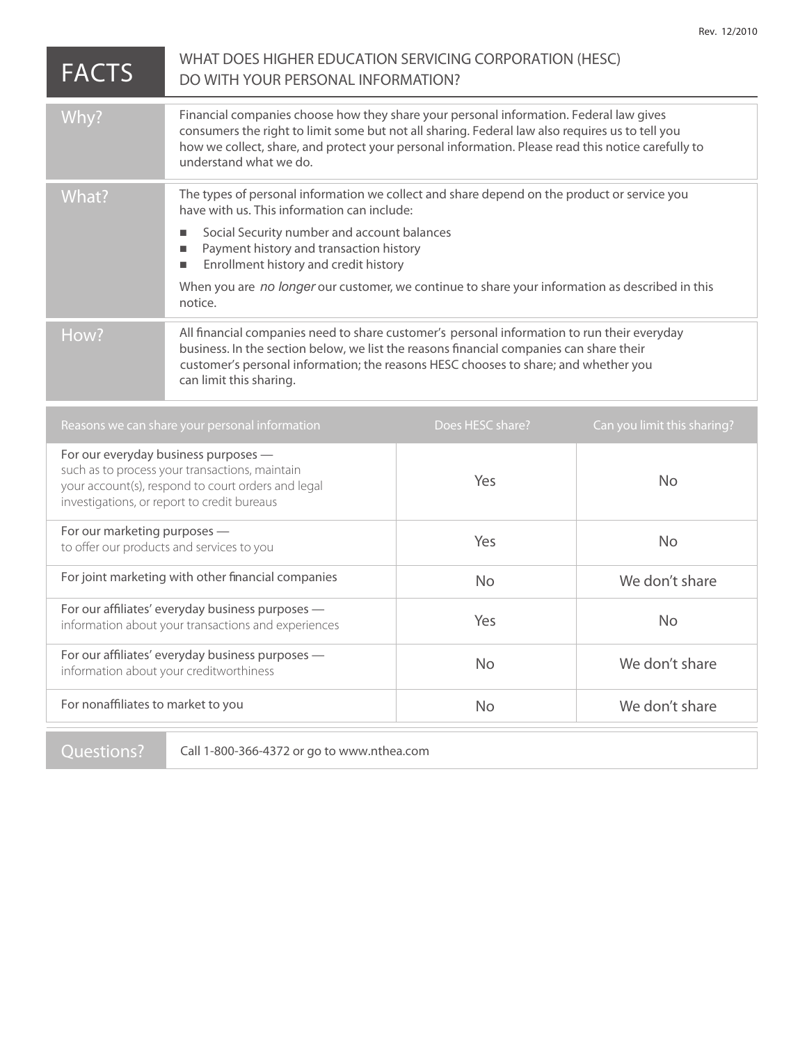Rev. 12/2010

# FACTS

## WHAT DOES HIGHER EDUCATION SERVICING CORPORATION (HESC) DO WITH YOUR PERSONAL INFORMATION?

| | |
|---|---|
| **Why?** | Financial companies choose how they share your personal information. Federal law gives consumers the right to limit some but not all sharing. Federal law also requires us to tell you how we collect, share, and protect your personal information. Please read this notice carefully to understand what we do. |
| **What?** | The types of personal information we collect and share depend on the product or service you have with us. This information can include:<br>■ Social Security number and account balances<br>■ Payment history and transaction history<br>■ Enrollment history and credit history<br>When you are *no longer* our customer, we continue to share your information as described in this notice. |
| **How?** | All financial companies need to share customer's personal information to run their everyday business. In the section below, we list the reasons financial companies can share their customer's personal information; the reasons HESC chooses to share; and whether you can limit this sharing. |

| Reasons we can share your personal information | Does HESC share? | Can you limit this sharing? |
|---|---|---|
| **For our everyday business purposes —** such as to process your transactions, maintain your account(s), respond to court orders and legal investigations, or report to credit bureaus | Yes | No |
| **For our marketing purposes —** to offer our products and services to you | Yes | No |
| **For joint marketing with other financial companies** | No | We don't share |
| **For our affiliates' everyday business purposes —** information about your transactions and experiences | Yes | No |
| **For our affiliates' everyday business purposes —** information about your creditworthiness | No | We don't share |
| **For nonaffiliates to market to you** | No | We don't share |

| | |
|---|---|
| **Questions?** | Call 1-800-366-4372 or go to www.nthea.com |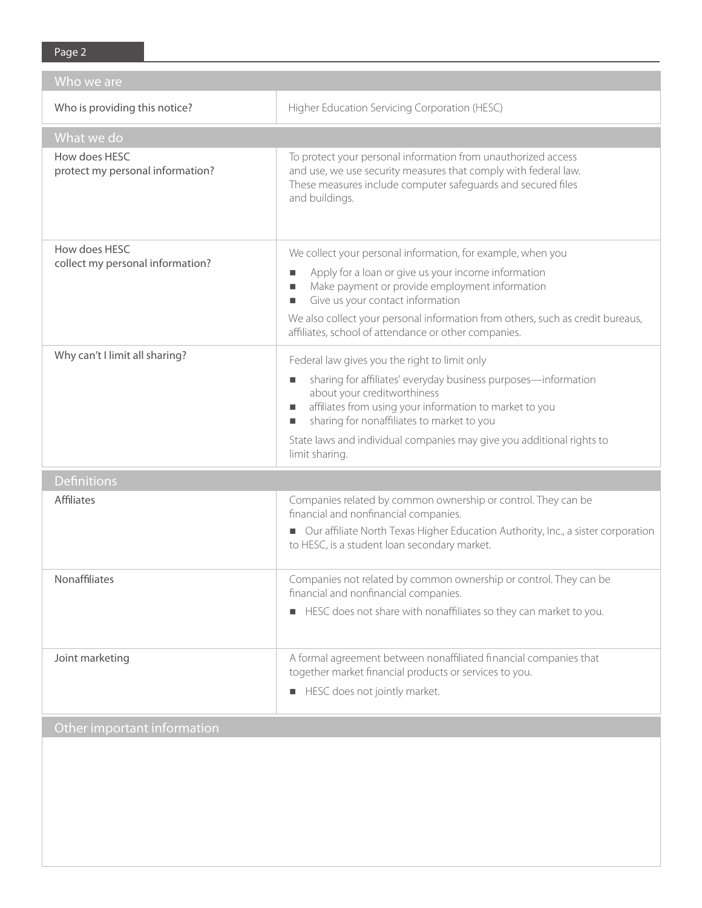| Who we are | |
| --- | --- |
| Who is providing this notice? | Higher Education Servicing Corporation (HESC) |

| What we do | |
| --- | --- |
| How does HESC protect my personal information? | To protect your personal information from unauthorized access and use, we use security measures that comply with federal law. These measures include computer safeguards and secured files and buildings. |
| How does HESC collect my personal information? | We collect your personal information, for example, when you<br>■ Apply for a loan or give us your income information<br>■ Make payment or provide employment information<br>■ Give us your contact information<br>We also collect your personal information from others, such as credit bureaus, affiliates, school of attendance or other companies. |
| Why can't I limit all sharing? | Federal law gives you the right to limit only<br>■ sharing for affiliates' everyday business purposes—information about your creditworthiness<br>■ affiliates from using your information to market to you<br>■ sharing for nonaffiliates to market to you<br>State laws and individual companies may give you additional rights to limit sharing. |

| Definitions | |
| --- | --- |
| Affiliates | Companies related by common ownership or control. They can be financial and nonfinancial companies.<br>■ Our affiliate North Texas Higher Education Authority, Inc., a sister corporation to HESC, is a student loan secondary market. |
| Nonaffiliates | Companies not related by common ownership or control. They can be financial and nonfinancial companies.<br>■ HESC does not share with nonaffiliates so they can market to you. |
| Joint marketing | A formal agreement between nonaffiliated financial companies that together market financial products or services to you.<br>■ HESC does not jointly market. |

## Other important information